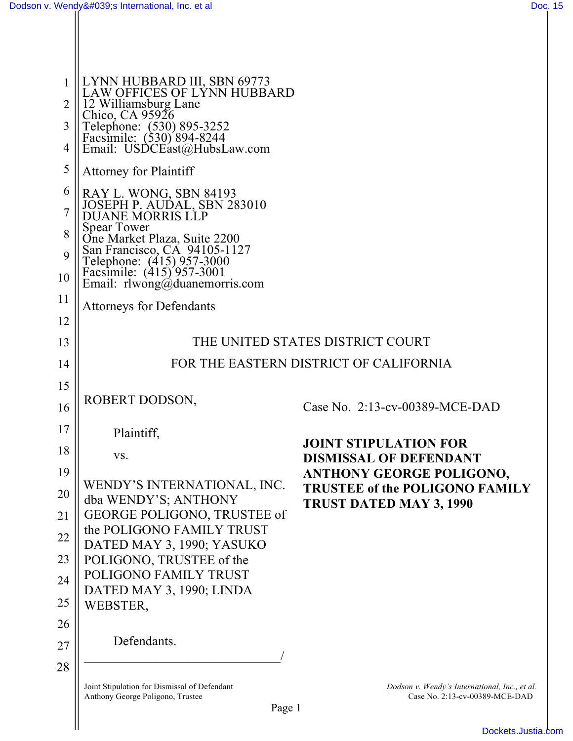LYNN HUBBARD III, SBN 69773
LAW OFFICES OF LYNN HUBBARD
12 Williamsburg Lane
Chico, CA 95926
Telephone: (530) 895-3252
Facsimile: (530) 894-8244
Email: USDCEast@HubsLaw.com

Attorney for Plaintiff

RAY L. WONG, SBN 84193
JOSEPH P. AUDAL, SBN 283010
DUANE MORRIS LLP
Spear Tower
One Market Plaza, Suite 2200
San Francisco, CA 94105-1127
Telephone: (415) 957-3000
Facsimile: (415) 957-3001
Email: rlwong@duanemorris.com

Attorneys for Defendants

THE UNITED STATES DISTRICT COURT

FOR THE EASTERN DISTRICT OF CALIFORNIA

ROBERT DODSON,

Plaintiff,

vs.

WENDY'S INTERNATIONAL, INC. dba WENDY'S; ANTHONY GEORGE POLIGONO, TRUSTEE of the POLIGONO FAMILY TRUST DATED MAY 3, 1990; YASUKO POLIGONO, TRUSTEE of the POLIGONO FAMILY TRUST DATED MAY 3, 1990; LINDA WEBSTER,

Defendants.
_______________________________/

Case No. 2:13-cv-00389-MCE-DAD

**JOINT STIPULATION FOR DISMISSAL OF DEFENDANT ANTHONY GEORGE POLIGONO, TRUSTEE of the POLIGONO FAMILY TRUST DATED MAY 3, 1990**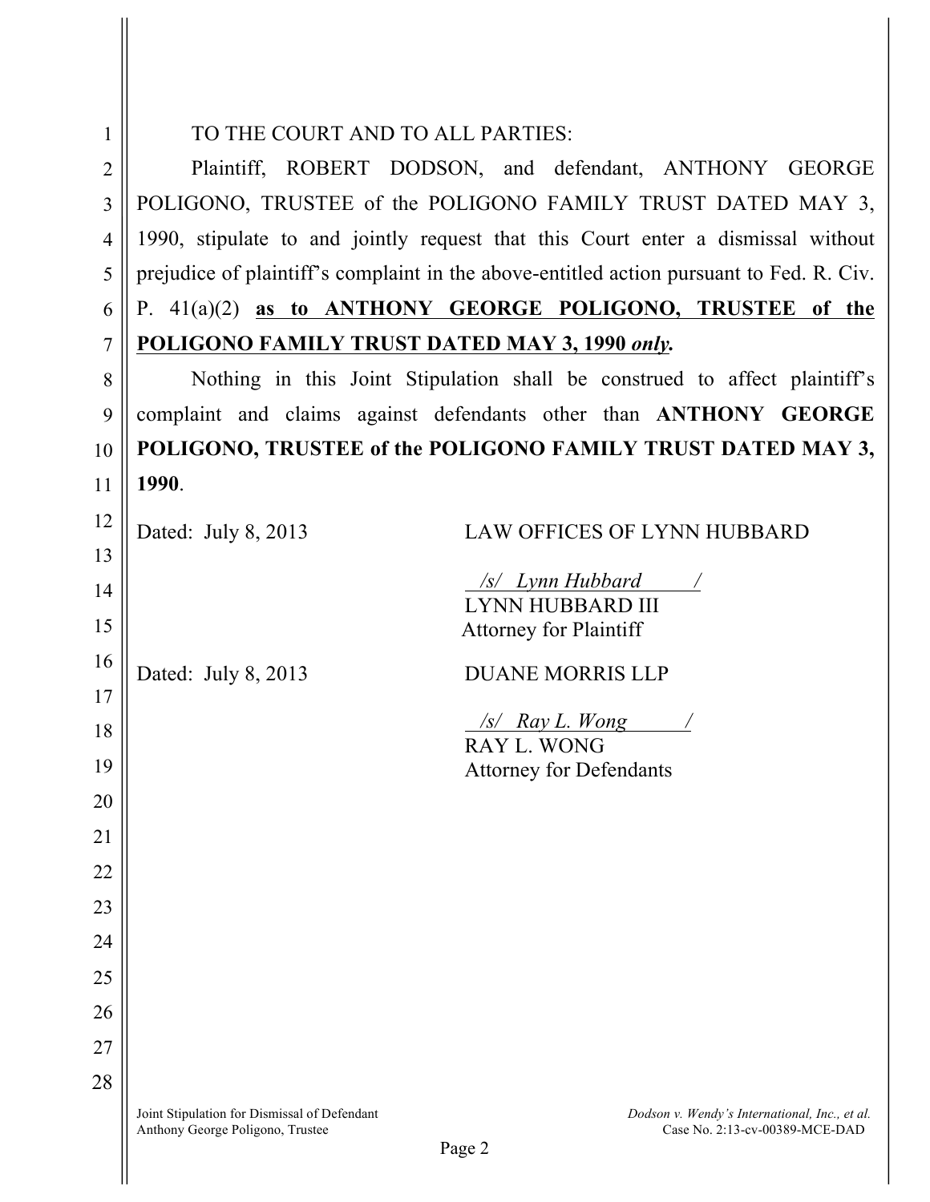TO THE COURT AND TO ALL PARTIES:

Plaintiff, ROBERT DODSON, and defendant, ANTHONY GEORGE POLIGONO, TRUSTEE of the POLIGONO FAMILY TRUST DATED MAY 3, 1990, stipulate to and jointly request that this Court enter a dismissal without prejudice of plaintiff's complaint in the above-entitled action pursuant to Fed. R. Civ. P. 41(a)(2) **as to ANTHONY GEORGE POLIGONO, TRUSTEE of the POLIGONO FAMILY TRUST DATED MAY 3, 1990 *only*.**

Nothing in this Joint Stipulation shall be construed to affect plaintiff's complaint and claims against defendants other than **ANTHONY GEORGE POLIGONO, TRUSTEE of the POLIGONO FAMILY TRUST DATED MAY 3, 1990**.

Dated: July 8, 2013

LAW OFFICES OF LYNN HUBBARD

*/s/ Lynn Hubbard /*
LYNN HUBBARD III
Attorney for Plaintiff

Dated: July 8, 2013

DUANE MORRIS LLP

*/s/ Ray L. Wong /*
RAY L. WONG
Attorney for Defendants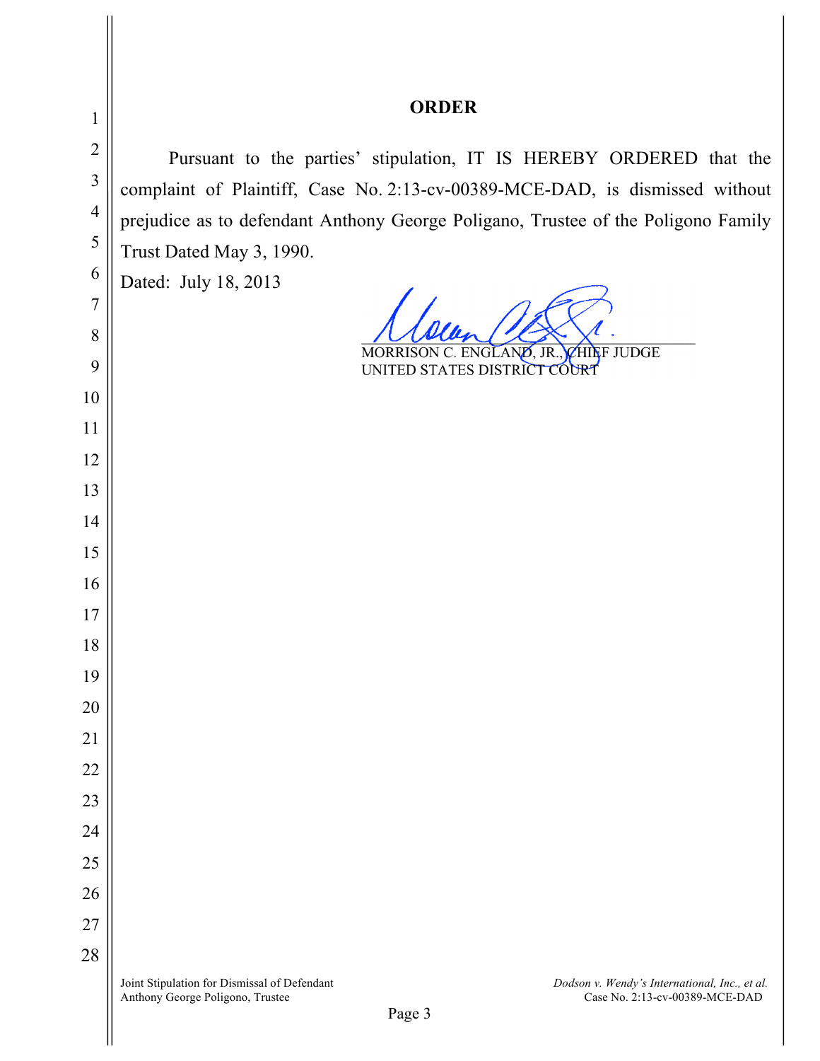**ORDER**

Pursuant to the parties' stipulation, IT IS HEREBY ORDERED that the complaint of Plaintiff, Case No. 2:13-cv-00389-MCE-DAD, is dismissed without prejudice as to defendant Anthony George Poligano, Trustee of the Poligono Family Trust Dated May 3, 1990.

Dated: July 18, 2013

MORRISON C. ENGLAND, JR., CHIEF JUDGE
UNITED STATES DISTRICT COURT